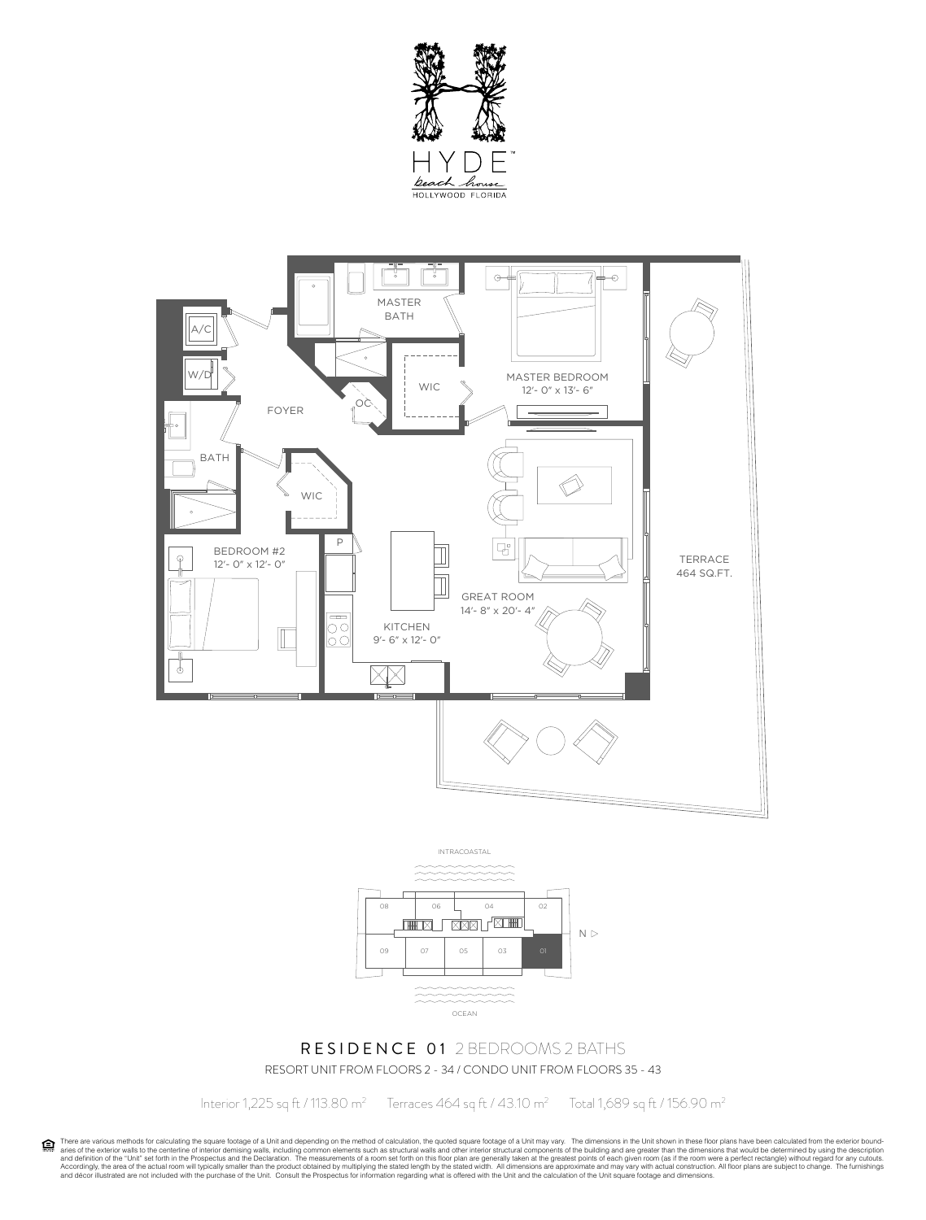HYDE™

beach house

HOLLYWOOD FLORIDA

MASTER BATH

A/C

W/D

WIC

MASTER BEDROOM
12'- 0" x 13'- 6"

FOYER

OC

BATH

WIC

BEDROOM #2
12'- 0" x 12'- 0"

P

GREAT ROOM
14'- 8" x 20'- 4"

KITCHEN
9'- 6" x 12'- 0"

TERRACE
464 SQ.FT.

INTRACOASTAL

08 06 04 02

09 07 05 03 01

N ▷

OCEAN

# RESIDENCE 01 2 BEDROOMS 2 BATHS

RESORT UNIT FROM FLOORS 2 - 34 / CONDO UNIT FROM FLOORS 35 - 43

Interior 1,225 sq ft / 113.80 m² Terraces 464 sq ft / 43.10 m² Total 1,689 sq ft / 156.90 m²

There are various methods for calculating the square footage of a Unit and depending on the method of calculation, the quoted square footage of a Unit may vary. The dimensions in the Unit shown in these floor plans have been calculated from the exterior boundaries of the exterior walls to the centerline of interior demising walls, including common elements such as structural walls and other interior structural components of the building and are greater than the dimensions that would be determined by using the description and definition of the "Unit" set forth in the Prospectus and the Declaration. The measurements of a room set forth on this floor plan are generally taken at the greatest points of each given room (as if the room were a perfect rectangle) without regard for any cutouts. Accordingly, the area of the actual room will typically smaller than the product obtained by multiplying the stated length by the stated width. All dimensions are approximate and may vary with actual construction. All floor plans are subject to change. The furnishings and décor illustrated are not included with the purchase of the Unit. Consult the Prospectus for information regarding what is offered with the Unit and the calculation of the Unit square footage and dimensions.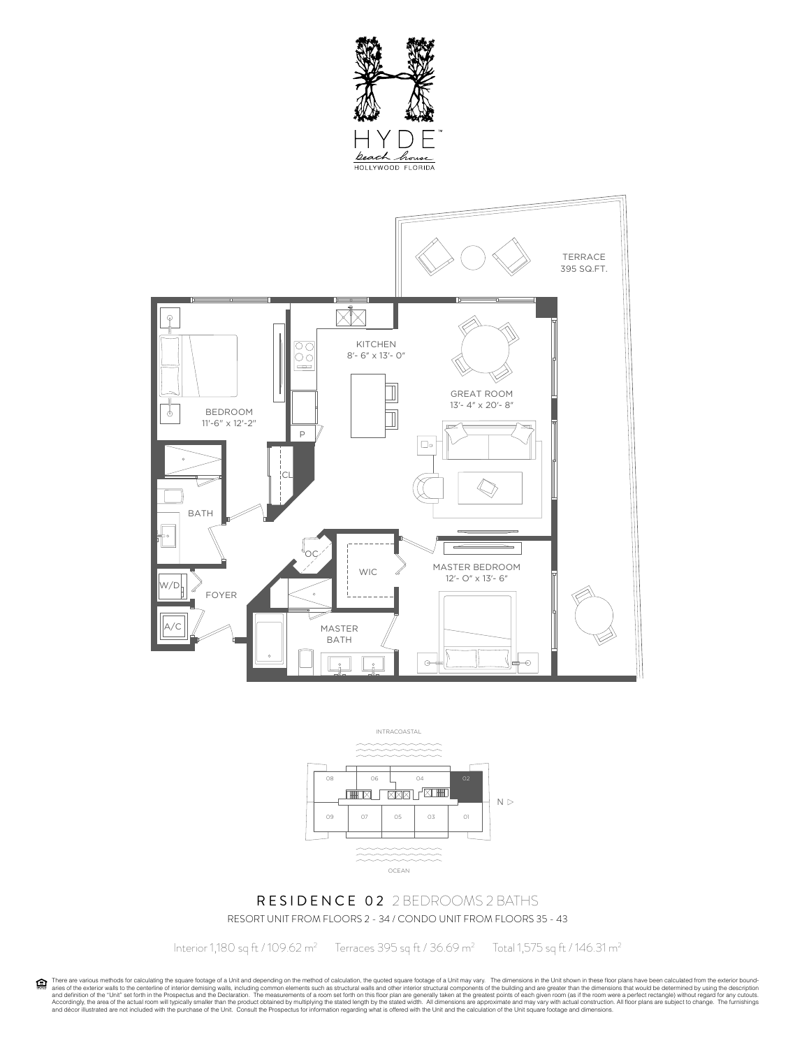HYDE™ beach house HOLLYWOOD FLORIDA

TERRACE
395 SQ.FT.

KITCHEN
8'- 6" x 13'- 0"

GREAT ROOM
13'- 4" x 20'- 8"

BEDROOM
11'-6" x 12'-2"

P

CL

BATH

OC

WIC

MASTER BEDROOM
12'- 0" x 13'- 6"

W/D

FOYER

A/C

MASTER BATH

INTRACOASTAL

08 06 04 02

N ▷

09 07 05 03 01

OCEAN

# RESIDENCE 02 2 BEDROOMS 2 BATHS

RESORT UNIT FROM FLOORS 2 - 34 / CONDO UNIT FROM FLOORS 35 - 43

Interior 1,180 sq ft / 109.62 m² Terraces 395 sq ft / 36.69 m² Total 1,575 sq ft / 146.31 m²

There are various methods for calculating the square footage of a Unit and depending on the method of calculation, the quoted square footage of a Unit may vary. The dimensions in the Unit shown in these floor plans have been calculated from the exterior boundaries of the exterior walls to the centerline of interior demising walls, including common elements such as structural walls and other interior structural components of the building and are greater than the dimensions that would be determined by using the description and definition of the "Unit" set forth in the Prospectus and the Declaration. The measurements of a room set forth on this floor plan are generally taken at the greatest points of each given room (as if the room were a perfect rectangle) without regard for any cutouts. Accordingly, the area of the actual room will typically smaller than the product obtained by multiplying the stated length by the stated width. All dimensions are approximate and may vary with actual construction. All floor plans are subject to change. The furnishings and décor illustrated are not included with the purchase of the Unit. Consult the Prospectus for information regarding what is offered with the Unit and the calculation of the Unit square footage and dimensions.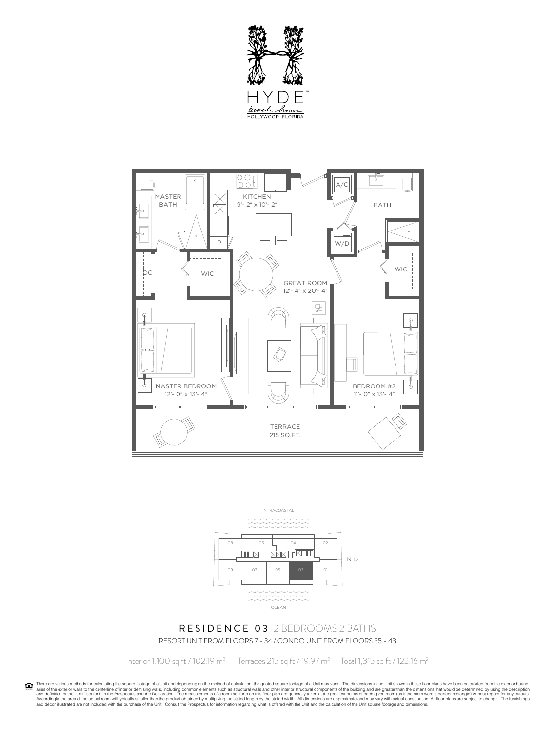HYDE™

beach house

HOLLYWOOD FLORIDA

MASTER BATH

KITCHEN
9'- 2" x 10'- 2"

A/C

BATH

P

W/D

OC

WIC

GREAT ROOM
12'- 4" x 20'- 4"

WIC

MASTER BEDROOM
12'- 0" x 13'- 4"

BEDROOM #2
11'- 0" x 13'- 4"

TERRACE
215 SQ.FT.

INTRACOASTAL

08 06 04 02

09 07 05 03 01

N ▷

OCEAN

## RESIDENCE 03 2 BEDROOMS 2 BATHS

RESORT UNIT FROM FLOORS 7 - 34 / CONDO UNIT FROM FLOORS 35 - 43

Interior 1,100 sq ft / 102.19 $m^2$ Terraces 215 sq ft / 19.97 $m^2$ Total 1,315 sq ft / 122.16 $m^2$

There are various methods for calculating the square footage of a Unit and depending on the method of calculation, the quoted square footage of a Unit may vary. The dimensions in the Unit shown in these floor plans have been calculated from the exterior boundaries of the exterior walls to the centerline of interior demising walls, including common elements such as structural walls and other interior structural components of the building and are greater than the dimensions that would be determined by using the description and definition of the "Unit" set forth in the Prospectus and the Declaration. The measurements of a room set forth on this floor plan are generally taken at the greatest points of each given room (as if the room were a perfect rectangle) without regard for any cutouts. Accordingly, the area of the actual room will typically smaller than the product obtained by multiplying the stated length by the stated width. All dimensions are approximate and may vary with actual construction. All floor plans are subject to change. The furnishings and décor illustrated are not included with the purchase of the Unit. Consult the Prospectus for information regarding what is offered with the Unit and the calculation of the Unit square footage and dimensions.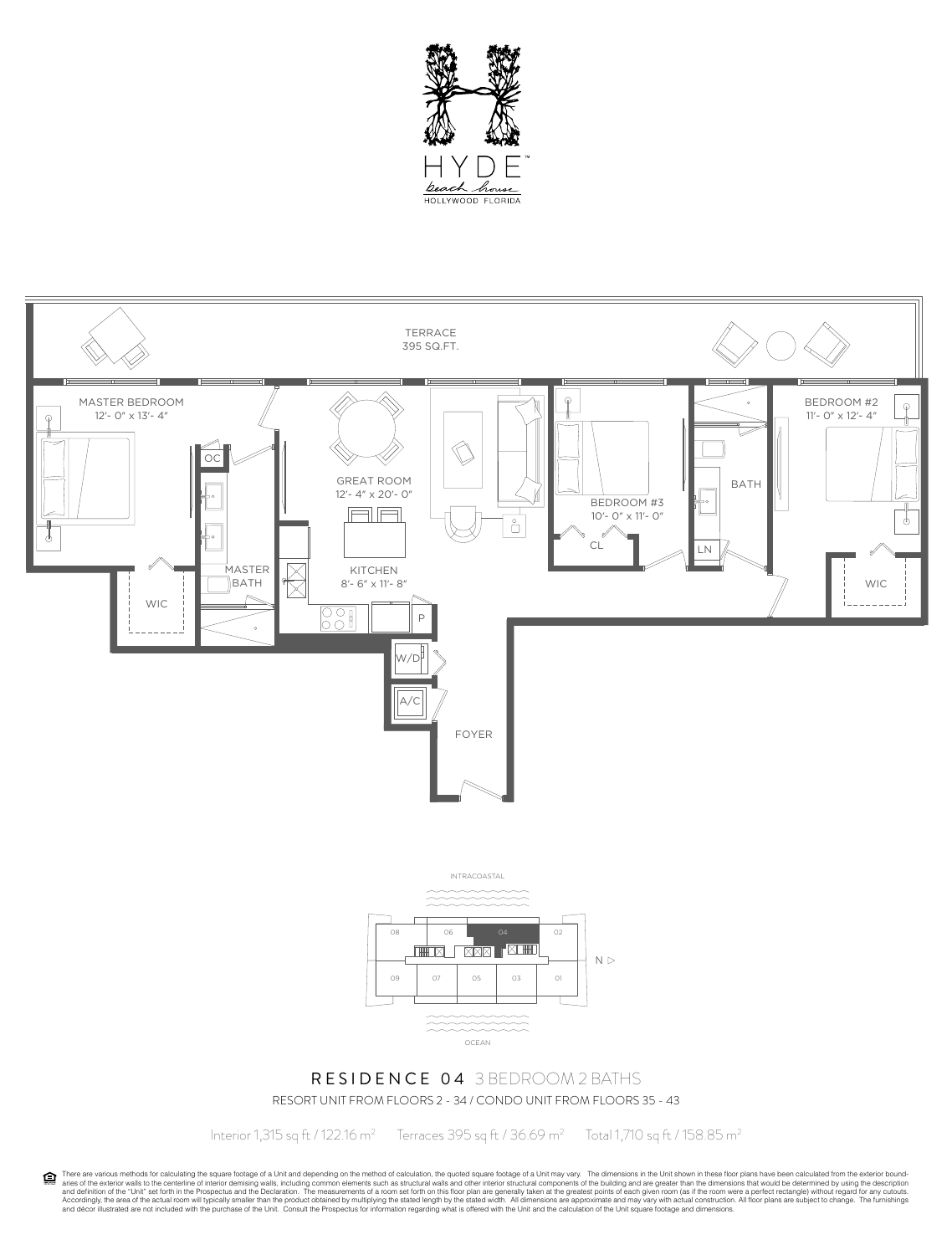HYDE™

beach house

HOLLYWOOD FLORIDA

TERRACE
395 SQ.FT.

MASTER BEDROOM
12'- 0" x 13'- 4"

OC

GREAT ROOM
12'- 4" x 20'- 0"

BEDROOM #3
10'- 0" x 11'- 0"

BATH

BEDROOM #2
11'- 0" x 12'- 4"

CL

LN

MASTER BATH

KITCHEN
8'- 6" x 11'- 8"

WIC

P

WIC

W/D

A/C

FOYER

INTRACOASTAL

08 06 04 02

N ▷

09 07 05 03 01

OCEAN

## RESIDENCE 04 3 BEDROOM 2 BATHS

RESORT UNIT FROM FLOORS 2 - 34 / CONDO UNIT FROM FLOORS 35 - 43

Interior 1,315 sq ft / 122.16 m² Terraces 395 sq ft / 36.69 m² Total 1,710 sq ft / 158.85 m²

There are various methods for calculating the square footage of a Unit and depending on the method of calculation, the quoted square footage of a Unit may vary. The dimensions in the Unit shown in these floor plans have been calculated from the exterior boundaries of the exterior walls to the centerline of interior demising walls, including common elements such as structural walls and other interior structural components of the building and are greater than the dimensions that would be determined by using the description and definition of the "Unit" set forth in the Prospectus and the Declaration. The measurements of a room set forth on this floor plan are generally taken at the greatest points of each given room (as if the room were a perfect rectangle) without regard for any cutouts. Accordingly, the area of the actual room will typically smaller than the product obtained by multiplying the stated length by the stated width. All dimensions are approximate and may vary with actual construction. All floor plans are subject to change. The furnishings and décor illustrated are not included with the purchase of the Unit. Consult the Prospectus for information regarding what is offered with the Unit and the calculation of the Unit square footage and dimensions.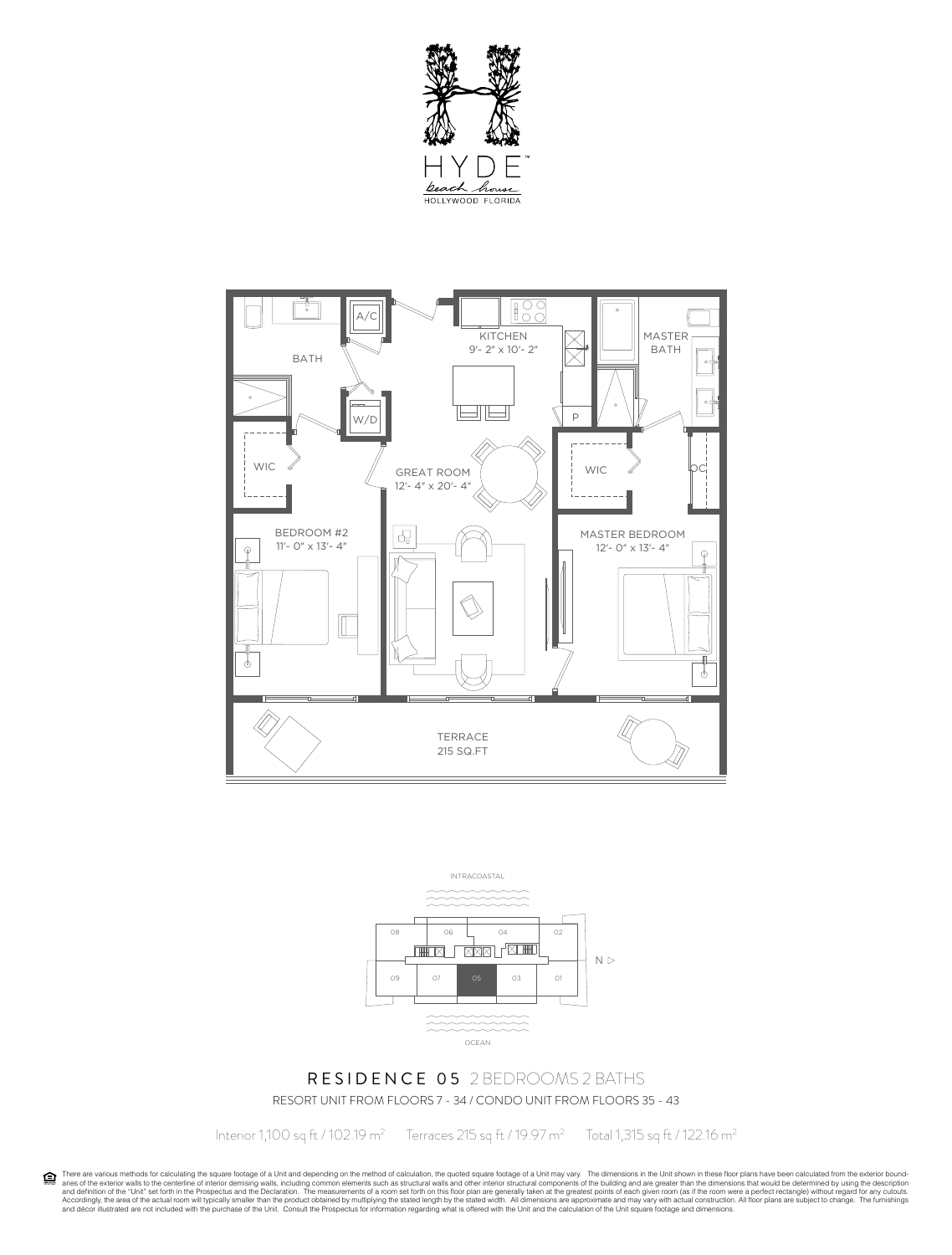HYDE™

beach house

HOLLYWOOD FLORIDA

BATH

A/C

W/D

KITCHEN
9'- 2" x 10'- 2"

P

MASTER BATH

WIC

GREAT ROOM
12'- 4" x 20'- 4"

WIC

OC

BEDROOM #2
11'- 0" x 13'- 4"

MASTER BEDROOM
12'- 0" x 13'- 4"

TERRACE
215 SQ.FT

INTRACOASTAL

08 06 04 02

09 07 05 03 01

N ▷

OCEAN

## RESIDENCE 05 2 BEDROOMS 2 BATHS

RESORT UNIT FROM FLOORS 7 - 34 / CONDO UNIT FROM FLOORS 35 - 43

Interior 1,100 sq ft / 102.19 m² Terraces 215 sq ft / 19.97 m² Total 1,315 sq ft / 122.16 m²

There are various methods for calculating the square footage of a Unit and depending on the method of calculation, the quoted square footage of a Unit may vary. The dimensions in the Unit shown in these floor plans have been calculated from the exterior boundaries of the exterior walls to the centerline of interior demising walls, including common elements such as structural walls and other interior structural components of the building and are greater than the dimensions that would be determined by using the description and definition of the "Unit" set forth in the Prospectus and the Declaration. The measurements of a room set forth on this floor plan are generally taken at the greatest points of each given room (as if the room were a perfect rectangle) without regard for any cutouts. Accordingly, the area of the actual room will typically smaller than the product obtained by multiplying the stated length by the stated width. All dimensions are approximate and may vary with actual construction. All floor plans are subject to change. The furnishings and décor illustrated are not included with the purchase of the Unit. Consult the Prospectus for information regarding what is offered with the Unit and the calculation of the Unit square footage and dimensions.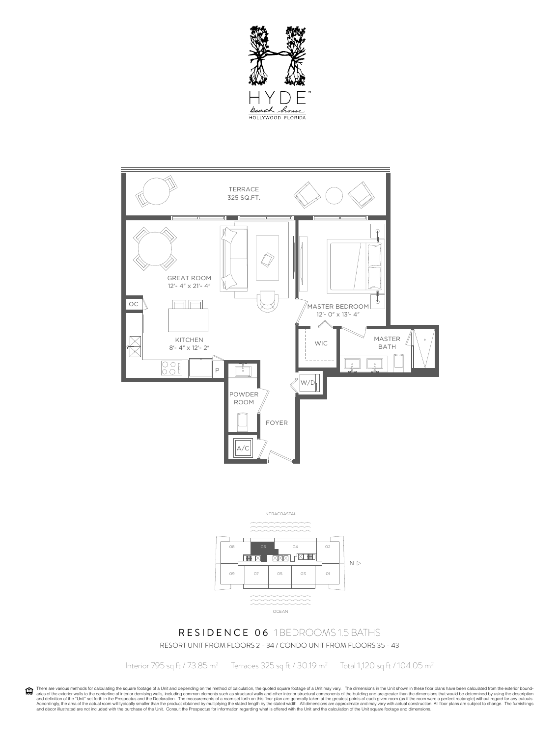HYDE™

beach house

HOLLYWOOD FLORIDA

TERRACE
325 SQ.FT.

GREAT ROOM
12'- 4" x 21'- 4"

MASTER BEDROOM
12'- 0" x 13'- 4"

OC

KITCHEN
8'- 4" x 12'- 2"

WIC

MASTER BATH

P

W/D

POWDER ROOM

FOYER

A/C

INTRACOASTAL

08 06 04 02

09 07 05 03 01

N ▷

OCEAN

## RESIDENCE 06 1 BEDROOMS 1.5 BATHS

RESORT UNIT FROM FLOORS 2 - 34 / CONDO UNIT FROM FLOORS 35 - 43

Interior 795 sq ft / 73.85 m² Terraces 325 sq ft / 30.19 m² Total 1,120 sq ft / 104.05 m²

There are various methods for calculating the square footage of a Unit and depending on the method of calculation, the quoted square footage of a Unit may vary. The dimensions in the Unit shown in these floor plans have been calculated from the exterior boundaries of the exterior walls to the centerline of interior demising walls, including common elements such as structural walls and other interior structural components of the building and are greater than the dimensions that would be determined by using the description and definition of the "Unit" set forth in the Prospectus and the Declaration. The measurements of a room set forth on this floor plan are generally taken at the greatest points of each given room (as if the room were a perfect rectangle) without regard for any cutouts. Accordingly, the area of the actual room will typically smaller than the product obtained by multiplying the stated length by the stated width. All dimensions are approximate and may vary with actual construction. All floor plans are subject to change. The furnishings and décor illustrated are not included with the purchase of the Unit. Consult the Prospectus for information regarding what is offered with the Unit and the calculation of the Unit square footage and dimensions.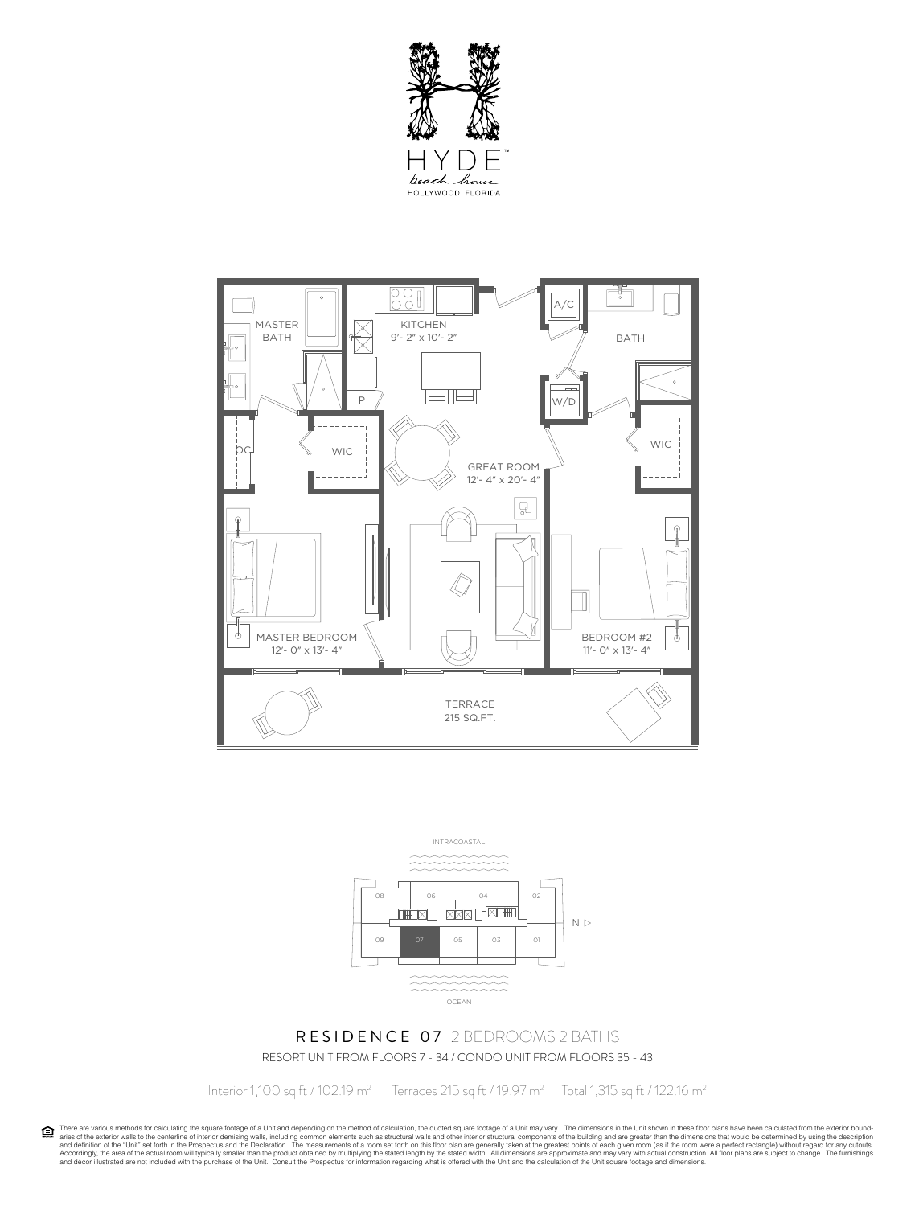HYDE™
beach house
HOLLYWOOD FLORIDA

MASTER BATH

KITCHEN
9'- 2" x 10'- 2"

A/C

BATH

P

W/D

OC

WIC

WIC

GREAT ROOM
12'- 4" x 20'- 4"

MASTER BEDROOM
12'- 0" x 13'- 4"

BEDROOM #2
11'- 0" x 13'- 4"

TERRACE
215 SQ.FT.

INTRACOASTAL

08 06 04 02

09 07 05 03 01

N ▷

OCEAN

## RESIDENCE 07 2 BEDROOMS 2 BATHS

RESORT UNIT FROM FLOORS 7 - 34 / CONDO UNIT FROM FLOORS 35 - 43

Interior 1,100 sq ft / 102.19 m² Terraces 215 sq ft / 19.97 m² Total 1,315 sq ft / 122.16 m²

There are various methods for calculating the square footage of a Unit and depending on the method of calculation, the quoted square footage of a Unit may vary. The dimensions in the Unit shown in these floor plans have been calculated from the exterior boundaries of the exterior walls to the centerline of interior demising walls, including common elements such as structural walls and other interior structural components of the building and are greater than the dimensions that would be determined by using the description and definition of the "Unit" set forth in the Prospectus and the Declaration. The measurements of a room set forth on this floor plan are generally taken at the greatest points of each given room (as if the room were a perfect rectangle) without regard for any cutouts. Accordingly, the area of the actual room will typically smaller than the product obtained by multiplying the stated length by the stated width. All dimensions are approximate and may vary with actual construction. All floor plans are subject to change. The furnishings and décor illustrated are not included with the purchase of the Unit. Consult the Prospectus for information regarding what is offered with the Unit and the calculation of the Unit square footage and dimensions.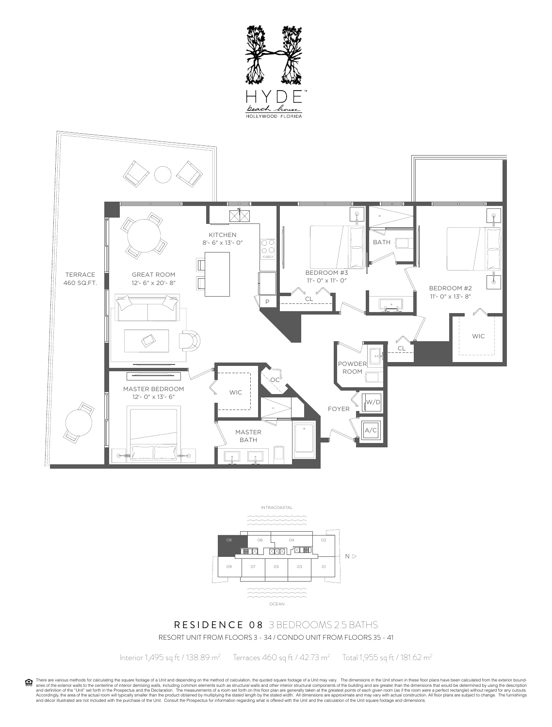HYDE™

beach house

HOLLYWOOD FLORIDA

TERRACE
460 SQ.FT.

GREAT ROOM
12'- 6" x 20'- 8"

KITCHEN
8'- 6" x 13'- 0"

P

BEDROOM #3
11'- 0" x 11'- 0"

CL

BATH

BEDROOM #2
11'- 0" x 13'- 8"

WIC

CL

POWDER ROOM

W/D

A/C

FOYER

OC

MASTER BEDROOM
12'- 0" x 13'- 6"

WIC

MASTER BATH

INTRACOASTAL

08 06 04 02

N ▷

09 07 05 03 01

OCEAN

## RESIDENCE 08 3 BEDROOMS 2.5 BATHS

RESORT UNIT FROM FLOORS 3 - 34 / CONDO UNIT FROM FLOORS 35 - 41

Interior 1,495 sq ft / 138.89 $m^2$ Terraces 460 sq ft / 42.73 $m^2$ Total 1,955 sq ft / 181.62 $m^2$

There are various methods for calculating the square footage of a Unit and depending on the method of calculation, the quoted square footage of a Unit may vary. The dimensions in the Unit shown in these floor plans have been calculated from the exterior boundaries of the exterior walls to the centerline of interior demising walls, including common elements such as structural walls and other interior structural components of the building and are greater than the dimensions that would be determined by using the description and definition of the "Unit" set forth in the Prospectus and the Declaration. The measurements of a room set forth on this floor plan are generally taken at the greatest points of each given room (as if the room were a perfect rectangle) without regard for any cutouts. Accordingly, the area of the actual room will typically smaller than the product obtained by multiplying the stated length by the stated width. All dimensions are approximate and may vary with actual construction. All floor plans are subject to change. The furnishings and décor illustrated are not included with the purchase of the Unit. Consult the Prospectus for information regarding what is offered with the Unit and the calculation of the Unit square footage and dimensions.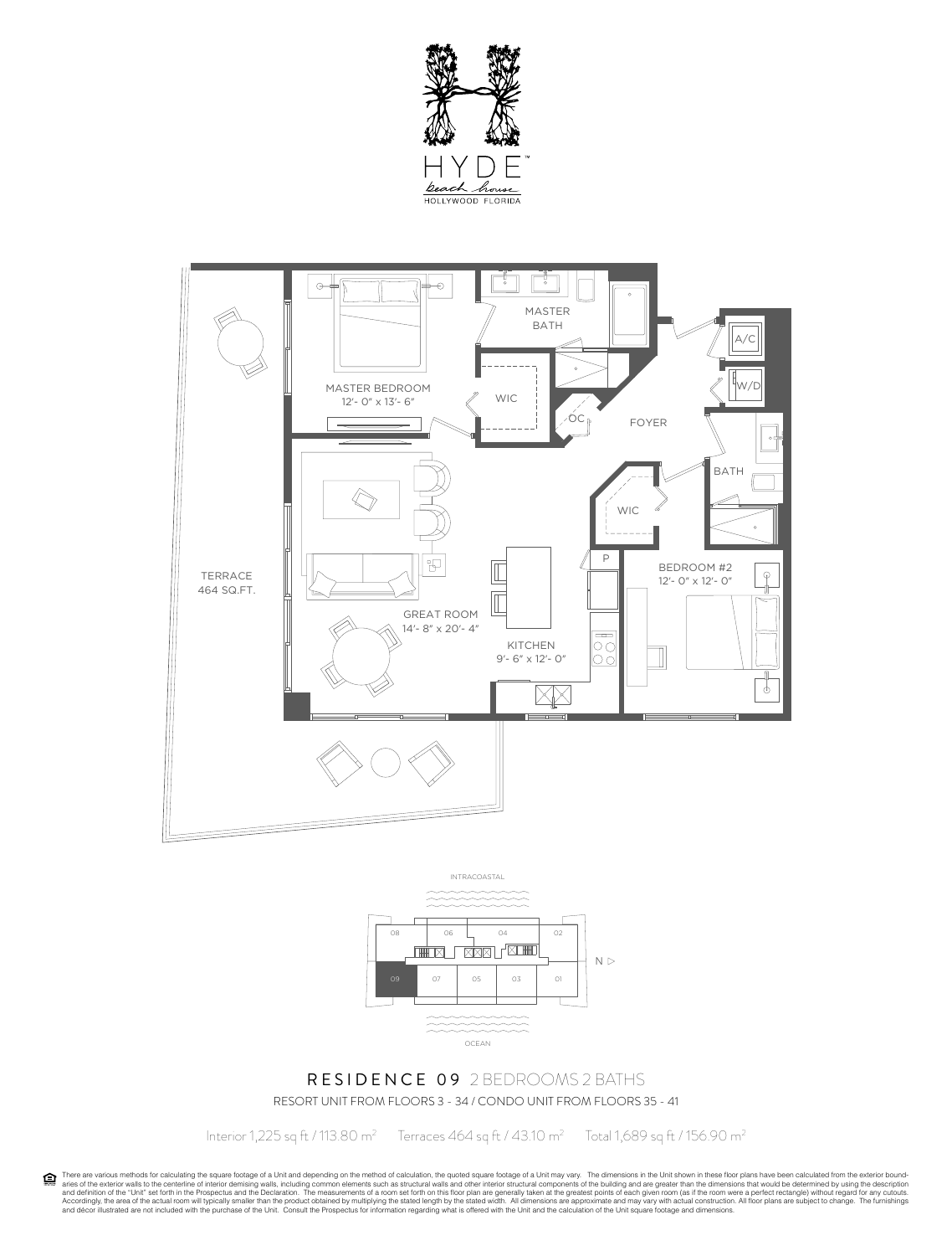HYDE™

beach house

HOLLYWOOD FLORIDA

MASTER BATH

A/C

W/D

MASTER BEDROOM
12'- 0" x 13'- 6"

WIC

OC

FOYER

BATH

WIC

P

BEDROOM #2
12'- 0" x 12'- 0"

TERRACE
464 SQ.FT.

GREAT ROOM
14'- 8" x 20'- 4"

KITCHEN
9'- 6" x 12'- 0"

INTRACOASTAL

08 06 04 02

N ▷

09 07 05 03 01

OCEAN

## RESIDENCE 09 2 BEDROOMS 2 BATHS

RESORT UNIT FROM FLOORS 3 - 34 / CONDO UNIT FROM FLOORS 35 - 41

Interior 1,225 sq ft / 113.80 $m^2$ Terraces 464 sq ft / 43.10 $m^2$ Total 1,689 sq ft / 156.90 $m^2$

There are various methods for calculating the square footage of a Unit and depending on the method of calculation, the quoted square footage of a Unit may vary. The dimensions in the Unit shown in these floor plans have been calculated from the exterior boundaries of the exterior walls to the centerline of interior demising walls, including common elements such as structural walls and other interior structural components of the building and are greater than the dimensions that would be determined by using the description and definition of the "Unit" set forth in the Prospectus and the Declaration. The measurements of a room set forth on this floor plan are generally taken at the greatest points of each given room (as if the room were a perfect rectangle) without regard for any cutouts. Accordingly, the area of the actual room will typically smaller than the product obtained by multiplying the stated length by the stated width. All dimensions are approximate and may vary with actual construction. All floor plans are subject to change. The furnishings and décor illustrated are not included with the purchase of the Unit. Consult the Prospectus for information regarding what is offered with the Unit and the calculation of the Unit square footage and dimensions.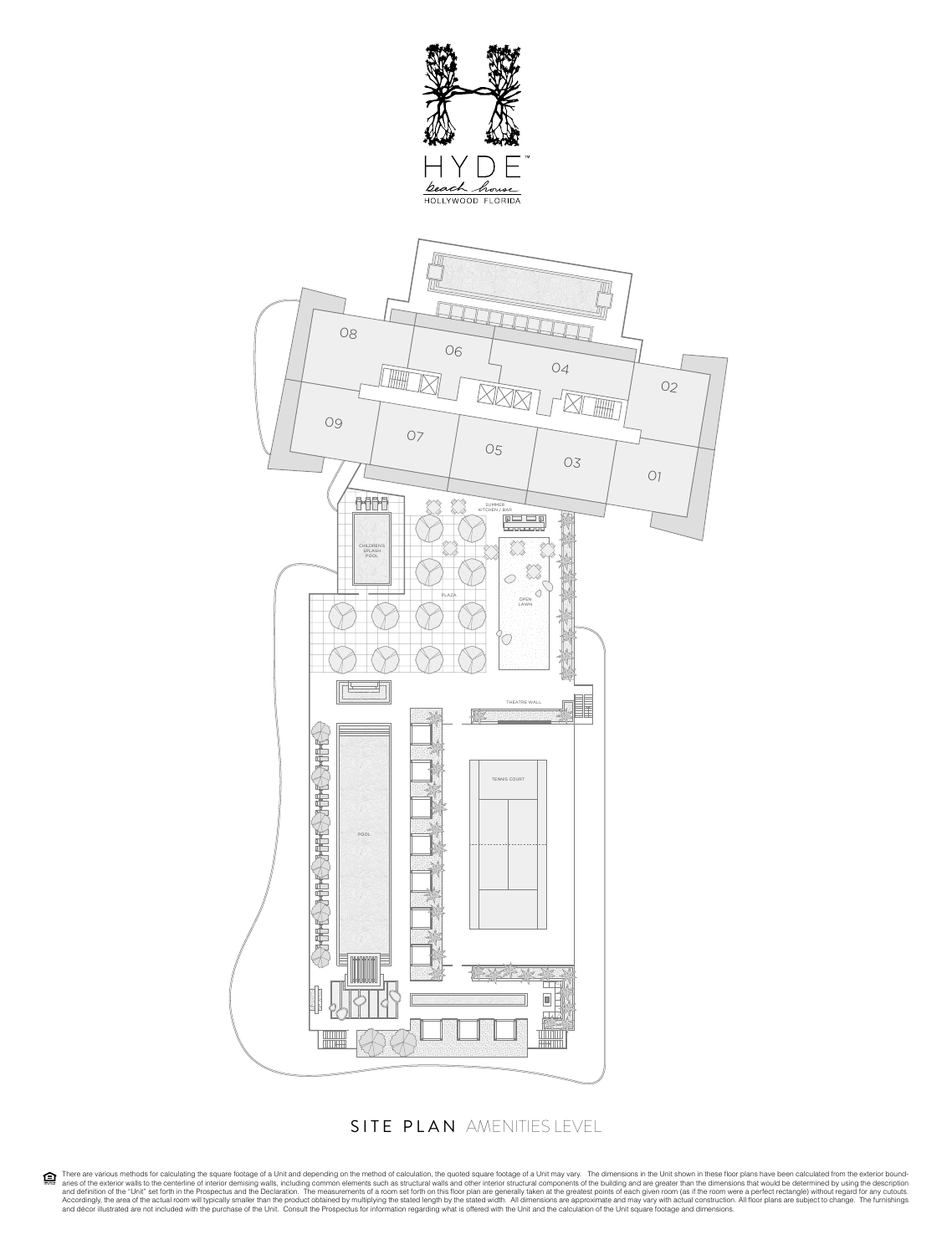HYDE™

beach house

HOLLYWOOD FLORIDA

08

06

04

02

09

07

05

03

01

SUMMER KITCHEN / BAR

CHILDREN'S SPLASH POOL

PLAZA

OPEN LAWN

THEATRE WALL

TENNIS COURT

POOL

# SITE PLAN AMENITIES LEVEL

There are various methods for calculating the square footage of a Unit and depending on the method of calculation, the quoted square footage of a Unit may vary. The dimensions in the Unit shown in these floor plans have been calculated from the exterior boundaries of the exterior walls to the centerline of interior demising walls, including common elements such as structural walls and other interior structural components of the building and are greater than the dimensions that would be determined by using the description and definition of the "Unit" set forth in the Prospectus and the Declaration. The measurements of a room set forth on this floor plan are generally taken at the greatest points of each given room (as if the room were a perfect rectangle) without regard for any cutouts. Accordingly, the area of the actual room will typically smaller than the product obtained by multiplying the stated length by the stated width. All dimensions are approximate and may vary with actual construction. All floor plans are subject to change. The furnishings and décor illustrated are not included with the purchase of the Unit. Consult the Prospectus for information regarding what is offered with the Unit and the calculation of the Unit square footage and dimensions.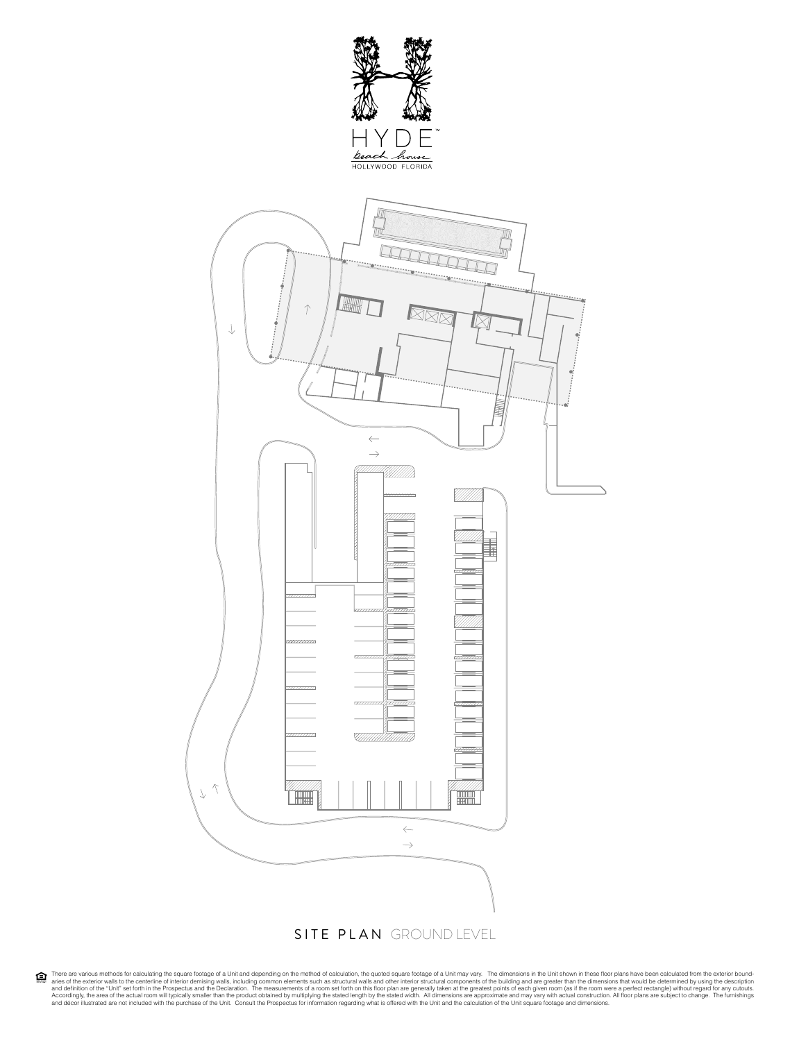HYDE™

beach house

HOLLYWOOD FLORIDA

SITE PLAN GROUND LEVEL

There are various methods for calculating the square footage of a Unit and depending on the method of calculation, the quoted square footage of a Unit may vary. The dimensions in the Unit shown in these floor plans have been calculated from the exterior boundaries of the exterior walls to the centerline of interior demising walls, including common elements such as structural walls and other interior structural components of the building and are greater than the dimensions that would be determined by using the description and definition of the "Unit" set forth in the Prospectus and the Declaration. The measurements of a room set forth on this floor plan are generally taken at the greatest points of each given room (as if the room were a perfect rectangle) without regard for any cutouts. Accordingly, the area of the actual room will typically smaller than the product obtained by multiplying the stated length by the stated width. All dimensions are approximate and may vary with actual construction. All floor plans are subject to change. The furnishings and décor illustrated are not included with the purchase of the Unit. Consult the Prospectus for information regarding what is offered with the Unit and the calculation of the Unit square footage and dimensions.